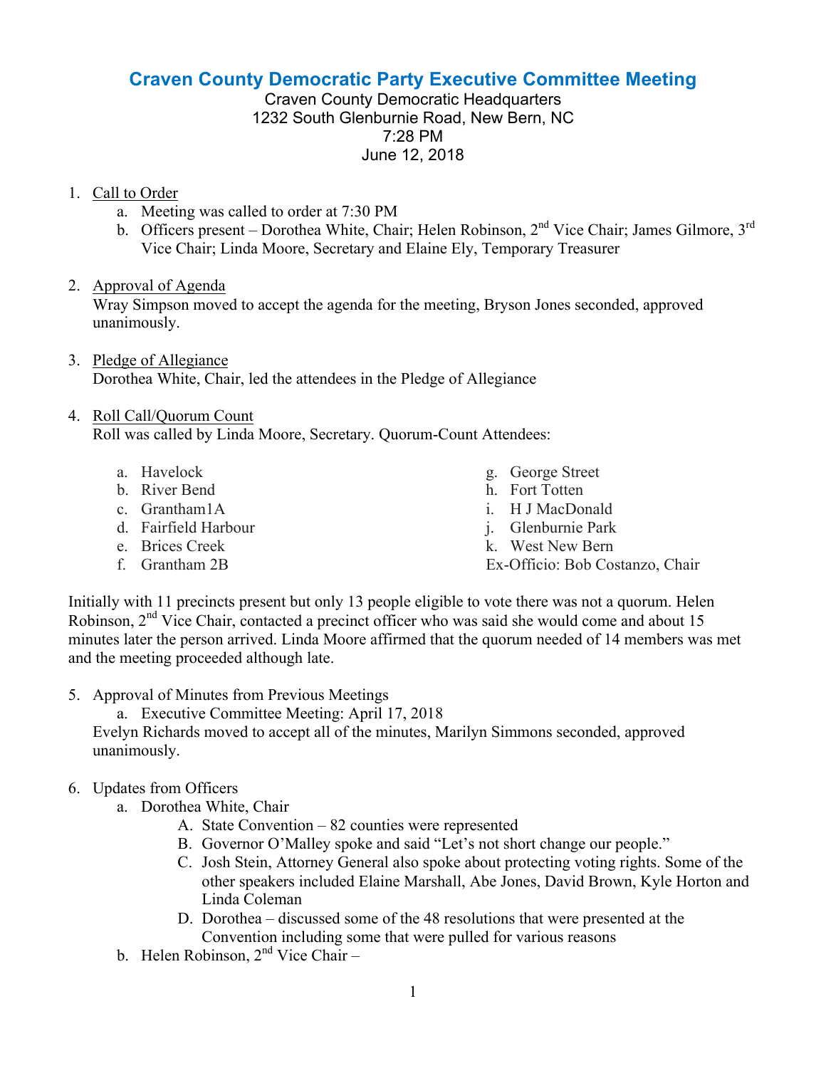# Craven County Democratic Party Executive Committee Meeting

Craven County Democratic Headquarters
1232 South Glenburnie Road, New Bern, NC
7:28 PM
June 12, 2018

1. Call to Order
   a. Meeting was called to order at 7:30 PM
   b. Officers present – Dorothea White, Chair; Helen Robinson, 2nd Vice Chair; James Gilmore, 3rd Vice Chair; Linda Moore, Secretary and Elaine Ely, Temporary Treasurer

2. Approval of Agenda
   Wray Simpson moved to accept the agenda for the meeting, Bryson Jones seconded, approved unanimously.

3. Pledge of Allegiance
   Dorothea White, Chair, led the attendees in the Pledge of Allegiance

4. Roll Call/Quorum Count
   Roll was called by Linda Moore, Secretary. Quorum-Count Attendees:

   a. Havelock
   b. River Bend
   c. Grantham1A
   d. Fairfield Harbour
   e. Brices Creek
   f. Grantham 2B
   g. George Street
   h. Fort Totten
   i. H J MacDonald
   j. Glenburnie Park
   k. West New Bern

   Ex-Officio: Bob Costanzo, Chair

Initially with 11 precincts present but only 13 people eligible to vote there was not a quorum. Helen Robinson, 2nd Vice Chair, contacted a precinct officer who was said she would come and about 15 minutes later the person arrived. Linda Moore affirmed that the quorum needed of 14 members was met and the meeting proceeded although late.

5. Approval of Minutes from Previous Meetings
   a. Executive Committee Meeting: April 17, 2018

   Evelyn Richards moved to accept all of the minutes, Marilyn Simmons seconded, approved unanimously.

6. Updates from Officers
   a. Dorothea White, Chair
      A. State Convention – 82 counties were represented
      B. Governor O'Malley spoke and said "Let's not short change our people."
      C. Josh Stein, Attorney General also spoke about protecting voting rights. Some of the other speakers included Elaine Marshall, Abe Jones, David Brown, Kyle Horton and Linda Coleman
      D. Dorothea – discussed some of the 48 resolutions that were presented at the Convention including some that were pulled for various reasons
   b. Helen Robinson, 2nd Vice Chair –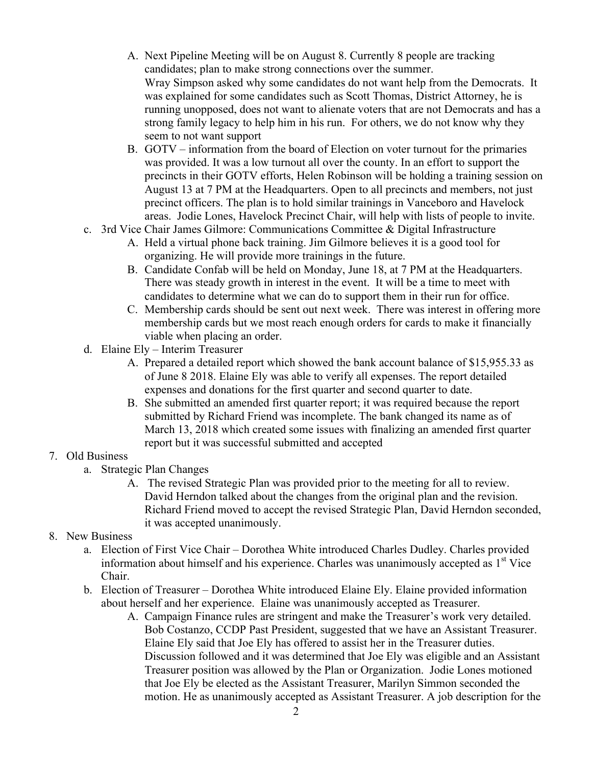- A. Next Pipeline Meeting will be on August 8. Currently 8 people are tracking candidates; plan to make strong connections over the summer.
     Wray Simpson asked why some candidates do not want help from the Democrats. It was explained for some candidates such as Scott Thomas, District Attorney, he is running unopposed, does not want to alienate voters that are not Democrats and has a strong family legacy to help him in his run. For others, we do not know why they seem to not want support
   - B. GOTV – information from the board of Election on voter turnout for the primaries was provided. It was a low turnout all over the county. In an effort to support the precincts in their GOTV efforts, Helen Robinson will be holding a training session on August 13 at 7 PM at the Headquarters. Open to all precincts and members, not just precinct officers. The plan is to hold similar trainings in Vanceboro and Havelock areas. Jodie Lones, Havelock Precinct Chair, will help with lists of people to invite.

c. 3rd Vice Chair James Gilmore: Communications Committee & Digital Infrastructure
   - A. Held a virtual phone back training. Jim Gilmore believes it is a good tool for organizing. He will provide more trainings in the future.
   - B. Candidate Confab will be held on Monday, June 18, at 7 PM at the Headquarters. There was steady growth in interest in the event. It will be a time to meet with candidates to determine what we can do to support them in their run for office.
   - C. Membership cards should be sent out next week. There was interest in offering more membership cards but we most reach enough orders for cards to make it financially viable when placing an order.

d. Elaine Ely – Interim Treasurer
   - A. Prepared a detailed report which showed the bank account balance of $15,955.33 as of June 8 2018. Elaine Ely was able to verify all expenses. The report detailed expenses and donations for the first quarter and second quarter to date.
   - B. She submitted an amended first quarter report; it was required because the report submitted by Richard Friend was incomplete. The bank changed its name as of March 13, 2018 which created some issues with finalizing an amended first quarter report but it was successful submitted and accepted

7. Old Business
   a. Strategic Plan Changes
      - A. The revised Strategic Plan was provided prior to the meeting for all to review. David Herndon talked about the changes from the original plan and the revision. Richard Friend moved to accept the revised Strategic Plan, David Herndon seconded, it was accepted unanimously.

8. New Business
   a. Election of First Vice Chair – Dorothea White introduced Charles Dudley. Charles provided information about himself and his experience. Charles was unanimously accepted as 1st Vice Chair.
   b. Election of Treasurer – Dorothea White introduced Elaine Ely. Elaine provided information about herself and her experience. Elaine was unanimously accepted as Treasurer.
      - A. Campaign Finance rules are stringent and make the Treasurer's work very detailed. Bob Costanzo, CCDP Past President, suggested that we have an Assistant Treasurer. Elaine Ely said that Joe Ely has offered to assist her in the Treasurer duties. Discussion followed and it was determined that Joe Ely was eligible and an Assistant Treasurer position was allowed by the Plan or Organization. Jodie Lones motioned that Joe Ely be elected as the Assistant Treasurer, Marilyn Simmon seconded the motion. He as unanimously accepted as Assistant Treasurer. A job description for the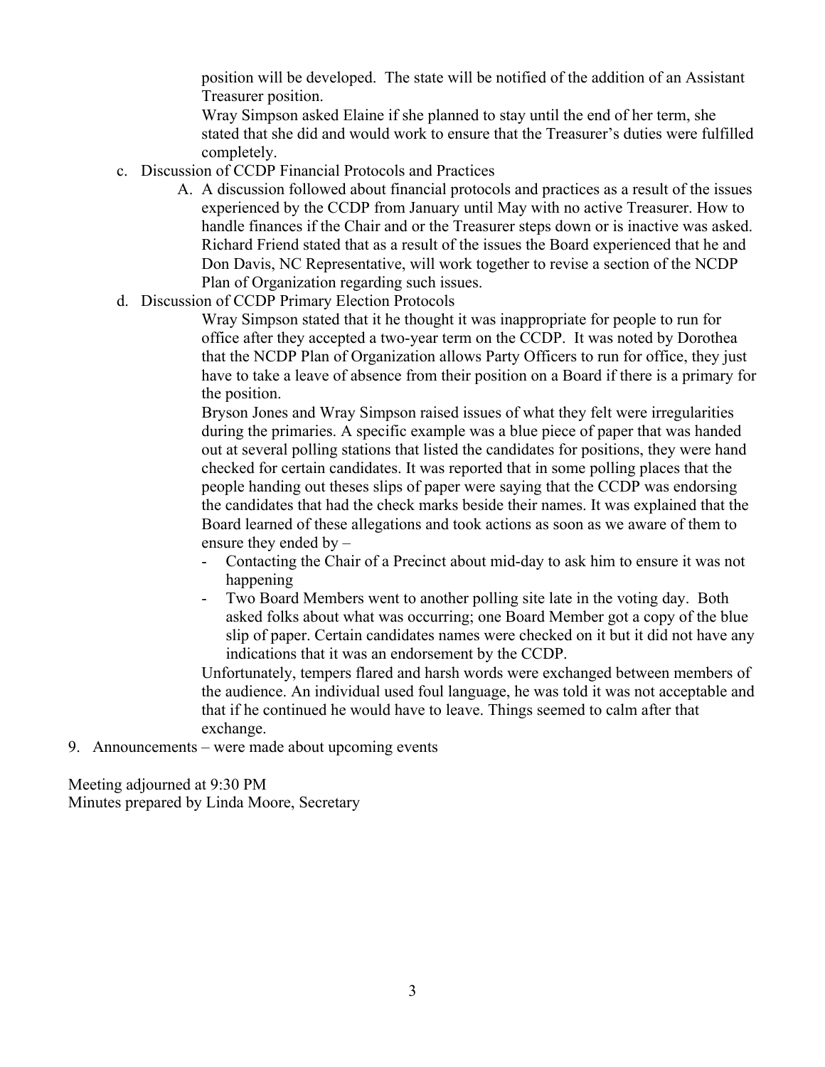position will be developed. The state will be notified of the addition of an Assistant Treasurer position.

Wray Simpson asked Elaine if she planned to stay until the end of her term, she stated that she did and would work to ensure that the Treasurer's duties were fulfilled completely.

c. Discussion of CCDP Financial Protocols and Practices

   A. A discussion followed about financial protocols and practices as a result of the issues experienced by the CCDP from January until May with no active Treasurer. How to handle finances if the Chair and or the Treasurer steps down or is inactive was asked. Richard Friend stated that as a result of the issues the Board experienced that he and Don Davis, NC Representative, will work together to revise a section of the NCDP Plan of Organization regarding such issues.

d. Discussion of CCDP Primary Election Protocols

   Wray Simpson stated that it he thought it was inappropriate for people to run for office after they accepted a two-year term on the CCDP. It was noted by Dorothea that the NCDP Plan of Organization allows Party Officers to run for office, they just have to take a leave of absence from their position on a Board if there is a primary for the position.

   Bryson Jones and Wray Simpson raised issues of what they felt were irregularities during the primaries. A specific example was a blue piece of paper that was handed out at several polling stations that listed the candidates for positions, they were hand checked for certain candidates. It was reported that in some polling places that the people handing out theses slips of paper were saying that the CCDP was endorsing the candidates that had the check marks beside their names. It was explained that the Board learned of these allegations and took actions as soon as we aware of them to ensure they ended by –

   - Contacting the Chair of a Precinct about mid-day to ask him to ensure it was not happening
   - Two Board Members went to another polling site late in the voting day. Both asked folks about what was occurring; one Board Member got a copy of the blue slip of paper. Certain candidates names were checked on it but it did not have any indications that it was an endorsement by the CCDP.

   Unfortunately, tempers flared and harsh words were exchanged between members of the audience. An individual used foul language, he was told it was not acceptable and that if he continued he would have to leave. Things seemed to calm after that exchange.

9. Announcements – were made about upcoming events

Meeting adjourned at 9:30 PM
Minutes prepared by Linda Moore, Secretary